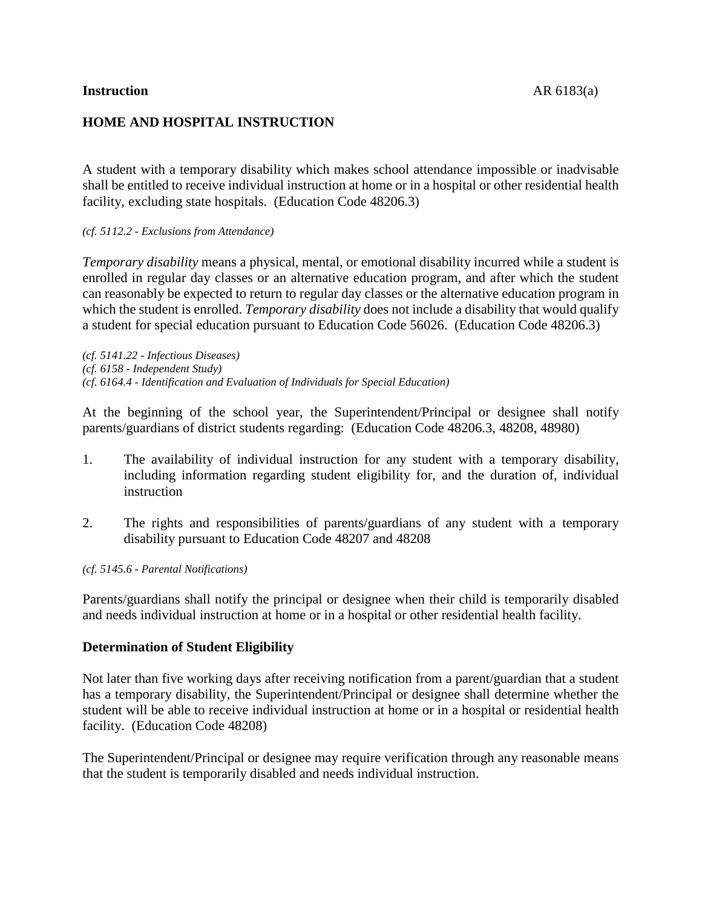**Instruction**

## HOME AND HOSPITAL INSTRUCTION

A student with a temporary disability which makes school attendance impossible or inadvisable shall be entitled to receive individual instruction at home or in a hospital or other residential health facility, excluding state hospitals. (Education Code 48206.3)

*(cf. 5112.2 - Exclusions from Attendance)*

*Temporary disability* means a physical, mental, or emotional disability incurred while a student is enrolled in regular day classes or an alternative education program, and after which the student can reasonably be expected to return to regular day classes or the alternative education program in which the student is enrolled. *Temporary disability* does not include a disability that would qualify a student for special education pursuant to Education Code 56026. (Education Code 48206.3)

*(cf. 5141.22 - Infectious Diseases)*
*(cf. 6158 - Independent Study)*
*(cf. 6164.4 - Identification and Evaluation of Individuals for Special Education)*

At the beginning of the school year, the Superintendent/Principal or designee shall notify parents/guardians of district students regarding: (Education Code 48206.3, 48208, 48980)

1. The availability of individual instruction for any student with a temporary disability, including information regarding student eligibility for, and the duration of, individual instruction

2. The rights and responsibilities of parents/guardians of any student with a temporary disability pursuant to Education Code 48207 and 48208

*(cf. 5145.6 - Parental Notifications)*

Parents/guardians shall notify the principal or designee when their child is temporarily disabled and needs individual instruction at home or in a hospital or other residential health facility.

### Determination of Student Eligibility

Not later than five working days after receiving notification from a parent/guardian that a student has a temporary disability, the Superintendent/Principal or designee shall determine whether the student will be able to receive individual instruction at home or in a hospital or residential health facility. (Education Code 48208)

The Superintendent/Principal or designee may require verification through any reasonable means that the student is temporarily disabled and needs individual instruction.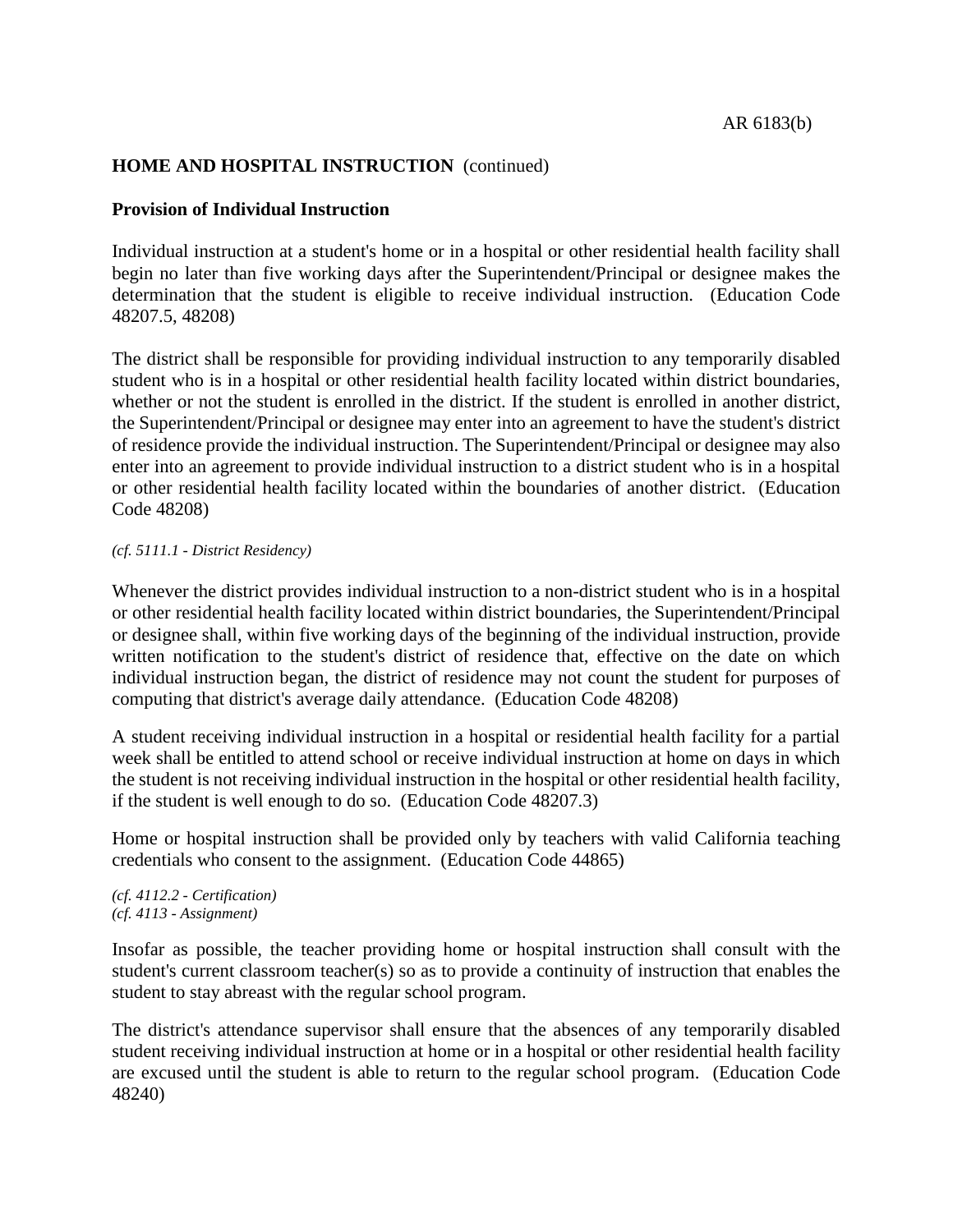**HOME AND HOSPITAL INSTRUCTION** (continued)

**Provision of Individual Instruction**

Individual instruction at a student's home or in a hospital or other residential health facility shall begin no later than five working days after the Superintendent/Principal or designee makes the determination that the student is eligible to receive individual instruction. (Education Code 48207.5, 48208)

The district shall be responsible for providing individual instruction to any temporarily disabled student who is in a hospital or other residential health facility located within district boundaries, whether or not the student is enrolled in the district. If the student is enrolled in another district, the Superintendent/Principal or designee may enter into an agreement to have the student's district of residence provide the individual instruction. The Superintendent/Principal or designee may also enter into an agreement to provide individual instruction to a district student who is in a hospital or other residential health facility located within the boundaries of another district. (Education Code 48208)

*(cf. 5111.1 - District Residency)*

Whenever the district provides individual instruction to a non-district student who is in a hospital or other residential health facility located within district boundaries, the Superintendent/Principal or designee shall, within five working days of the beginning of the individual instruction, provide written notification to the student's district of residence that, effective on the date on which individual instruction began, the district of residence may not count the student for purposes of computing that district's average daily attendance. (Education Code 48208)

A student receiving individual instruction in a hospital or residential health facility for a partial week shall be entitled to attend school or receive individual instruction at home on days in which the student is not receiving individual instruction in the hospital or other residential health facility, if the student is well enough to do so. (Education Code 48207.3)

Home or hospital instruction shall be provided only by teachers with valid California teaching credentials who consent to the assignment. (Education Code 44865)

*(cf. 4112.2 - Certification)*
*(cf. 4113 - Assignment)*

Insofar as possible, the teacher providing home or hospital instruction shall consult with the student's current classroom teacher(s) so as to provide a continuity of instruction that enables the student to stay abreast with the regular school program.

The district's attendance supervisor shall ensure that the absences of any temporarily disabled student receiving individual instruction at home or in a hospital or other residential health facility are excused until the student is able to return to the regular school program. (Education Code 48240)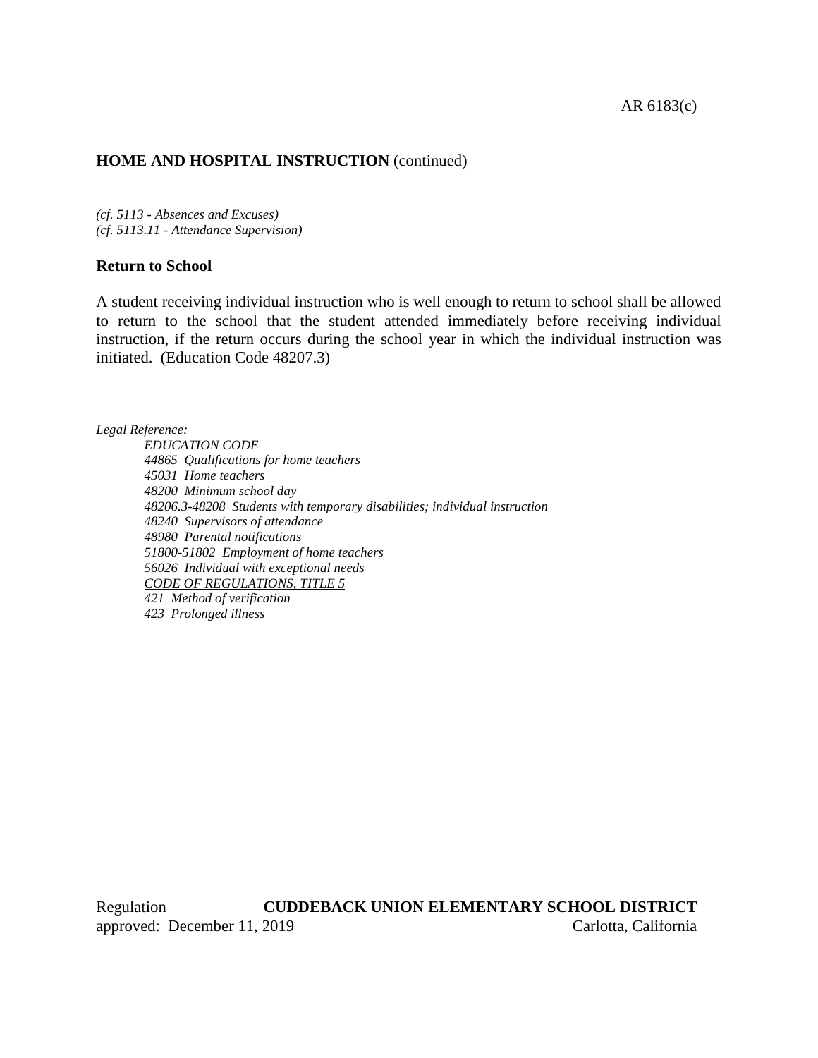*(cf. 5113 - Absences and Excuses)*
*(cf. 5113.11 - Attendance Supervision)*

### Return to School

A student receiving individual instruction who is well enough to return to school shall be allowed to return to the school that the student attended immediately before receiving individual instruction, if the return occurs during the school year in which the individual instruction was initiated. (Education Code 48207.3)

*Legal Reference:*

*EDUCATION CODE*
*44865 Qualifications for home teachers*
*45031 Home teachers*
*48200 Minimum school day*
*48206.3-48208 Students with temporary disabilities; individual instruction*
*48240 Supervisors of attendance*
*48980 Parental notifications*
*51800-51802 Employment of home teachers*
*56026 Individual with exceptional needs*
*CODE OF REGULATIONS, TITLE 5*
*421 Method of verification*
*423 Prolonged illness*

Regulation approved: December 11, 2019

**CUDDEBACK UNION ELEMENTARY SCHOOL DISTRICT**
Carlotta, California